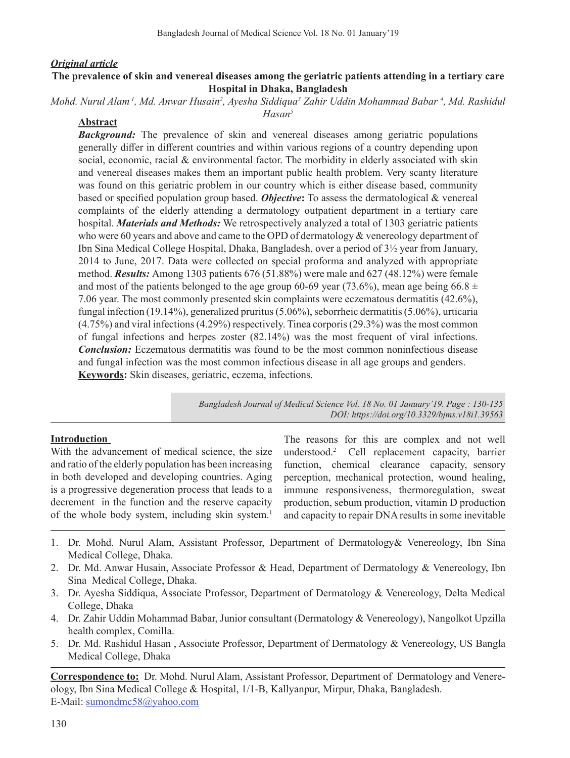***Original article***

**The prevalence of skin and venereal diseases among the geriatric patients attending in a tertiary care Hospital in Dhaka, Bangladesh**

*Mohd. Nurul Alam [1], Md. Anwar Husain[2], Ayesha Siddiqua[3] Zahir Uddin Mohammad Babar [4], Md. Rashidul Hasan[5]*

**Abstract**

***Background:*** The prevalence of skin and venereal diseases among geriatric populations generally differ in different countries and within various regions of a country depending upon social, economic, racial & environmental factor. The morbidity in elderly associated with skin and venereal diseases makes them an important public health problem. Very scanty literature was found on this geriatric problem in our country which is either disease based, community based or specified population group based. ***Objective*:** To assess the dermatological & venereal complaints of the elderly attending a dermatology outpatient department in a tertiary care hospital. ***Materials and Methods:*** We retrospectively analyzed a total of 1303 geriatric patients who were 60 years and above and came to the OPD of dermatology & venereology department of Ibn Sina Medical College Hospital, Dhaka, Bangladesh, over a period of 3½ year from January, 2014 to June, 2017. Data were collected on special proforma and analyzed with appropriate method. ***Results:*** Among 1303 patients 676 (51.88%) were male and 627 (48.12%) were female and most of the patients belonged to the age group 60-69 year (73.6%), mean age being 66.8 ± 7.06 year. The most commonly presented skin complaints were eczematous dermatitis (42.6%), fungal infection (19.14%), generalized pruritus (5.06%), seborrheic dermatitis (5.06%), urticaria (4.75%) and viral infections (4.29%) respectively. Tinea corporis (29.3%) was the most common of fungal infections and herpes zoster (82.14%) was the most frequent of viral infections. ***Conclusion:*** Eczematous dermatitis was found to be the most common noninfectious disease and fungal infection was the most common infectious disease in all age groups and genders.

**Keywords:** Skin diseases, geriatric, eczema, infections.

*Bangladesh Journal of Medical Science Vol. 18 No. 01 January'19. Page : 130-135*
*DOI: https://doi.org/10.3329/bjms.v18i1.39563*

**Introduction**

With the advancement of medical science, the size and ratio of the elderly population has been increasing in both developed and developing countries. Aging is a progressive degeneration process that leads to a decrement in the function and the reserve capacity of the whole body system, including skin system.[1] The reasons for this are complex and not well understood.[2] Cell replacement capacity, barrier function, chemical clearance capacity, sensory perception, mechanical protection, wound healing, immune responsiveness, thermoregulation, sweat production, sebum production, vitamin D production and capacity to repair DNA results in some inevitable

1. Dr. Mohd. Nurul Alam, Assistant Professor, Department of Dermatology& Venereology, Ibn Sina Medical College, Dhaka.
2. Dr. Md. Anwar Husain, Associate Professor & Head, Department of Dermatology & Venereology, Ibn Sina Medical College, Dhaka.
3. Dr. Ayesha Siddiqua, Associate Professor, Department of Dermatology & Venereology, Delta Medical College, Dhaka
4. Dr. Zahir Uddin Mohammad Babar, Junior consultant (Dermatology & Venereology), Nangolkot Upzilla health complex, Comilla.
5. Dr. Md. Rashidul Hasan , Associate Professor, Department of Dermatology & Venereology, US Bangla Medical College, Dhaka

**Correspondence to:** Dr. Mohd. Nurul Alam, Assistant Professor, Department of Dermatology and Venereology, Ibn Sina Medical College & Hospital, 1/1-B, Kallyanpur, Mirpur, Dhaka, Bangladesh.
E-Mail: sumondmc58@yahoo.com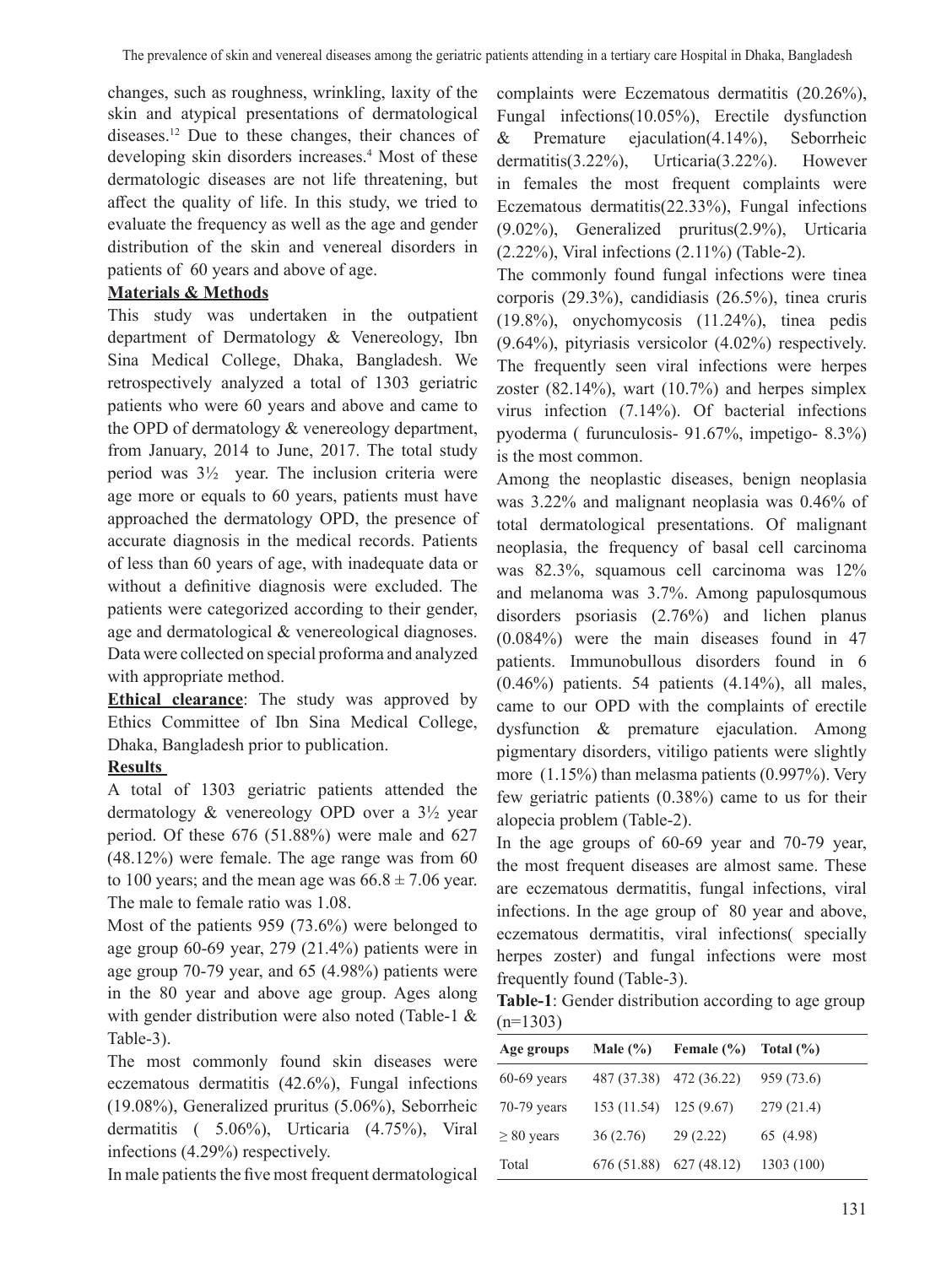changes, such as roughness, wrinkling, laxity of the skin and atypical presentations of dermatological diseases.[12] Due to these changes, their chances of developing skin disorders increases.[4] Most of these dermatologic diseases are not life threatening, but affect the quality of life. In this study, we tried to evaluate the frequency as well as the age and gender distribution of the skin and venereal disorders in patients of 60 years and above of age.

## Materials & Methods

This study was undertaken in the outpatient department of Dermatology & Venereology, Ibn Sina Medical College, Dhaka, Bangladesh. We retrospectively analyzed a total of 1303 geriatric patients who were 60 years and above and came to the OPD of dermatology & venereology department, from January, 2014 to June, 2017. The total study period was 3½ year. The inclusion criteria were age more or equals to 60 years, patients must have approached the dermatology OPD, the presence of accurate diagnosis in the medical records. Patients of less than 60 years of age, with inadequate data or without a definitive diagnosis were excluded. The patients were categorized according to their gender, age and dermatological & venereological diagnoses. Data were collected on special proforma and analyzed with appropriate method.

**Ethical clearance**: The study was approved by Ethics Committee of Ibn Sina Medical College, Dhaka, Bangladesh prior to publication.

## Results

A total of 1303 geriatric patients attended the dermatology & venereology OPD over a 3½ year period. Of these 676 (51.88%) were male and 627 (48.12%) were female. The age range was from 60 to 100 years; and the mean age was 66.8 ± 7.06 year. The male to female ratio was 1.08.

Most of the patients 959 (73.6%) were belonged to age group 60-69 year, 279 (21.4%) patients were in age group 70-79 year, and 65 (4.98%) patients were in the 80 year and above age group. Ages along with gender distribution were also noted (Table-1 & Table-3).

The most commonly found skin diseases were eczematous dermatitis (42.6%), Fungal infections (19.08%), Generalized pruritus (5.06%), Seborrheic dermatitis ( 5.06%), Urticaria (4.75%), Viral infections (4.29%) respectively.

In male patients the five most frequent dermatological complaints were Eczematous dermatitis (20.26%), Fungal infections(10.05%), Erectile dysfunction & Premature ejaculation(4.14%), Seborrheic dermatitis(3.22%), Urticaria(3.22%). However in females the most frequent complaints were Eczematous dermatitis(22.33%), Fungal infections (9.02%), Generalized pruritus(2.9%), Urticaria (2.22%), Viral infections (2.11%) (Table-2).

The commonly found fungal infections were tinea corporis (29.3%), candidiasis (26.5%), tinea cruris (19.8%), onychomycosis (11.24%), tinea pedis (9.64%), pityriasis versicolor (4.02%) respectively. The frequently seen viral infections were herpes zoster (82.14%), wart (10.7%) and herpes simplex virus infection (7.14%). Of bacterial infections pyoderma ( furunculosis- 91.67%, impetigo- 8.3%) is the most common.

Among the neoplastic diseases, benign neoplasia was 3.22% and malignant neoplasia was 0.46% of total dermatological presentations. Of malignant neoplasia, the frequency of basal cell carcinoma was 82.3%, squamous cell carcinoma was 12% and melanoma was 3.7%. Among papulosqumous disorders psoriasis (2.76%) and lichen planus (0.084%) were the main diseases found in 47 patients. Immunobullous disorders found in 6 (0.46%) patients. 54 patients (4.14%), all males, came to our OPD with the complaints of erectile dysfunction & premature ejaculation. Among pigmentary disorders, vitiligo patients were slightly more (1.15%) than melasma patients (0.997%). Very few geriatric patients (0.38%) came to us for their alopecia problem (Table-2).

In the age groups of 60-69 year and 70-79 year, the most frequent diseases are almost same. These are eczematous dermatitis, fungal infections, viral infections. In the age group of 80 year and above, eczematous dermatitis, viral infections( specially herpes zoster) and fungal infections were most frequently found (Table-3).

**Table-1**: Gender distribution according to age group (n=1303)

| Age groups | Male (%) | Female (%) | Total (%) |
|---|---|---|---|
| 60-69 years | 487 (37.38) | 472 (36.22) | 959 (73.6) |
| 70-79 years | 153 (11.54) | 125 (9.67) | 279 (21.4) |
| ≥ 80 years | 36 (2.76) | 29 (2.22) | 65 (4.98) |
| Total | 676 (51.88) | 627 (48.12) | 1303 (100) |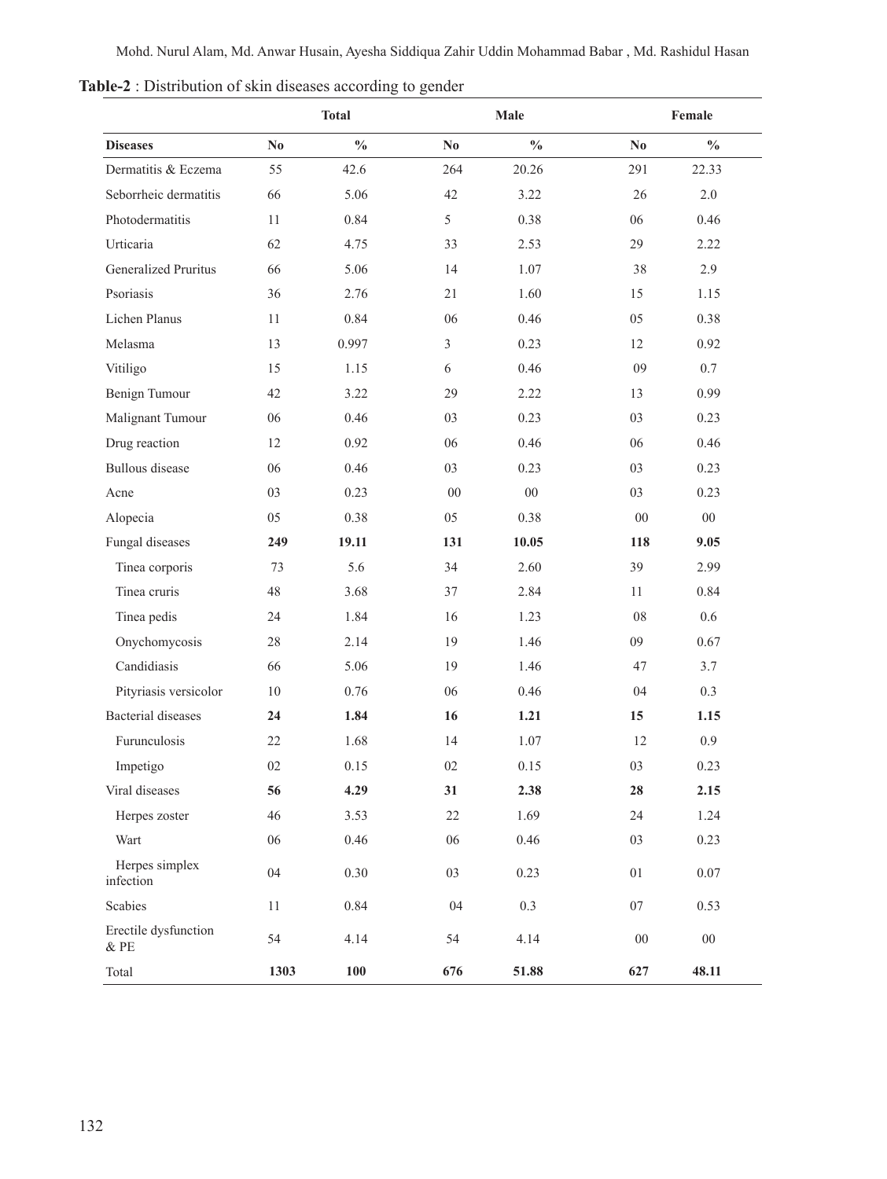**Table-2** : Distribution of skin diseases according to gender

| | Total | | Male | | Female | |
|---|---|---|---|---|---|---|
| **Diseases** | **No** | **%** | **No** | **%** | **No** | **%** |
| Dermatitis & Eczema | 55 | 42.6 | 264 | 20.26 | 291 | 22.33 |
| Seborrheic dermatitis | 66 | 5.06 | 42 | 3.22 | 26 | 2.0 |
| Photodermatitis | 11 | 0.84 | 5 | 0.38 | 06 | 0.46 |
| Urticaria | 62 | 4.75 | 33 | 2.53 | 29 | 2.22 |
| Generalized Pruritus | 66 | 5.06 | 14 | 1.07 | 38 | 2.9 |
| Psoriasis | 36 | 2.76 | 21 | 1.60 | 15 | 1.15 |
| Lichen Planus | 11 | 0.84 | 06 | 0.46 | 05 | 0.38 |
| Melasma | 13 | 0.997 | 3 | 0.23 | 12 | 0.92 |
| Vitiligo | 15 | 1.15 | 6 | 0.46 | 09 | 0.7 |
| Benign Tumour | 42 | 3.22 | 29 | 2.22 | 13 | 0.99 |
| Malignant Tumour | 06 | 0.46 | 03 | 0.23 | 03 | 0.23 |
| Drug reaction | 12 | 0.92 | 06 | 0.46 | 06 | 0.46 |
| Bullous disease | 06 | 0.46 | 03 | 0.23 | 03 | 0.23 |
| Acne | 03 | 0.23 | 00 | 00 | 03 | 0.23 |
| Alopecia | 05 | 0.38 | 05 | 0.38 | 00 | 00 |
| Fungal diseases | **249** | **19.11** | **131** | **10.05** | **118** | **9.05** |
| Tinea corporis | 73 | 5.6 | 34 | 2.60 | 39 | 2.99 |
| Tinea cruris | 48 | 3.68 | 37 | 2.84 | 11 | 0.84 |
| Tinea pedis | 24 | 1.84 | 16 | 1.23 | 08 | 0.6 |
| Onychomycosis | 28 | 2.14 | 19 | 1.46 | 09 | 0.67 |
| Candidiasis | 66 | 5.06 | 19 | 1.46 | 47 | 3.7 |
| Pityriasis versicolor | 10 | 0.76 | 06 | 0.46 | 04 | 0.3 |
| Bacterial diseases | **24** | **1.84** | **16** | **1.21** | **15** | **1.15** |
| Furunculosis | 22 | 1.68 | 14 | 1.07 | 12 | 0.9 |
| Impetigo | 02 | 0.15 | 02 | 0.15 | 03 | 0.23 |
| Viral diseases | **56** | **4.29** | **31** | **2.38** | **28** | **2.15** |
| Herpes zoster | 46 | 3.53 | 22 | 1.69 | 24 | 1.24 |
| Wart | 06 | 0.46 | 06 | 0.46 | 03 | 0.23 |
| Herpes simplex infection | 04 | 0.30 | 03 | 0.23 | 01 | 0.07 |
| Scabies | 11 | 0.84 | 04 | 0.3 | 07 | 0.53 |
| Erectile dysfunction & PE | 54 | 4.14 | 54 | 4.14 | 00 | 00 |
| Total | **1303** | **100** | **676** | **51.88** | **627** | **48.11** |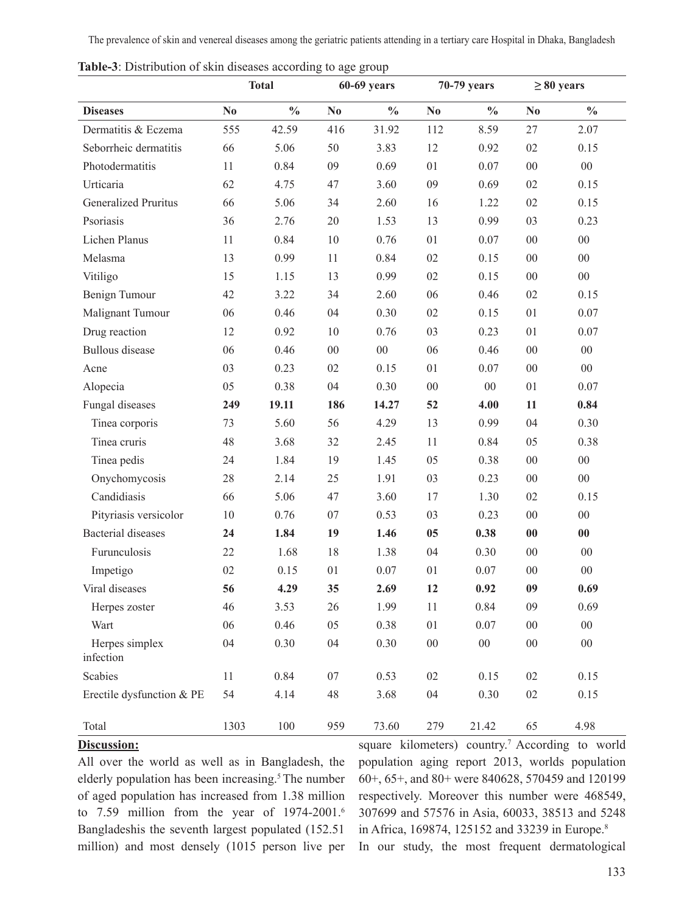**Table-3**: Distribution of skin diseases according to age group

| | Total | | 60-69 years | | 70-79 years | | ≥ 80 years | |
|---|---|---|---|---|---|---|---|---|
| **Diseases** | **No** | **%** | **No** | **%** | **No** | **%** | **No** | **%** |
| Dermatitis & Eczema | 555 | 42.59 | 416 | 31.92 | 112 | 8.59 | 27 | 2.07 |
| Seborrheic dermatitis | 66 | 5.06 | 50 | 3.83 | 12 | 0.92 | 02 | 0.15 |
| Photodermatitis | 11 | 0.84 | 09 | 0.69 | 01 | 0.07 | 00 | 00 |
| Urticaria | 62 | 4.75 | 47 | 3.60 | 09 | 0.69 | 02 | 0.15 |
| Generalized Pruritus | 66 | 5.06 | 34 | 2.60 | 16 | 1.22 | 02 | 0.15 |
| Psoriasis | 36 | 2.76 | 20 | 1.53 | 13 | 0.99 | 03 | 0.23 |
| Lichen Planus | 11 | 0.84 | 10 | 0.76 | 01 | 0.07 | 00 | 00 |
| Melasma | 13 | 0.99 | 11 | 0.84 | 02 | 0.15 | 00 | 00 |
| Vitiligo | 15 | 1.15 | 13 | 0.99 | 02 | 0.15 | 00 | 00 |
| Benign Tumour | 42 | 3.22 | 34 | 2.60 | 06 | 0.46 | 02 | 0.15 |
| Malignant Tumour | 06 | 0.46 | 04 | 0.30 | 02 | 0.15 | 01 | 0.07 |
| Drug reaction | 12 | 0.92 | 10 | 0.76 | 03 | 0.23 | 01 | 0.07 |
| Bullous disease | 06 | 0.46 | 00 | 00 | 06 | 0.46 | 00 | 00 |
| Acne | 03 | 0.23 | 02 | 0.15 | 01 | 0.07 | 00 | 00 |
| Alopecia | 05 | 0.38 | 04 | 0.30 | 00 | 00 | 01 | 0.07 |
| Fungal diseases | **249** | **19.11** | **186** | **14.27** | **52** | **4.00** | **11** | **0.84** |
| Tinea corporis | 73 | 5.60 | 56 | 4.29 | 13 | 0.99 | 04 | 0.30 |
| Tinea cruris | 48 | 3.68 | 32 | 2.45 | 11 | 0.84 | 05 | 0.38 |
| Tinea pedis | 24 | 1.84 | 19 | 1.45 | 05 | 0.38 | 00 | 00 |
| Onychomycosis | 28 | 2.14 | 25 | 1.91 | 03 | 0.23 | 00 | 00 |
| Candidiasis | 66 | 5.06 | 47 | 3.60 | 17 | 1.30 | 02 | 0.15 |
| Pityriasis versicolor | 10 | 0.76 | 07 | 0.53 | 03 | 0.23 | 00 | 00 |
| Bacterial diseases | **24** | **1.84** | **19** | **1.46** | **05** | **0.38** | **00** | **00** |
| Furunculosis | 22 | 1.68 | 18 | 1.38 | 04 | 0.30 | 00 | 00 |
| Impetigo | 02 | 0.15 | 01 | 0.07 | 01 | 0.07 | 00 | 00 |
| Viral diseases | **56** | **4.29** | **35** | **2.69** | **12** | **0.92** | **09** | **0.69** |
| Herpes zoster | 46 | 3.53 | 26 | 1.99 | 11 | 0.84 | 09 | 0.69 |
| Wart | 06 | 0.46 | 05 | 0.38 | 01 | 0.07 | 00 | 00 |
| Herpes simplex infection | 04 | 0.30 | 04 | 0.30 | 00 | 00 | 00 | 00 |
| Scabies | 11 | 0.84 | 07 | 0.53 | 02 | 0.15 | 02 | 0.15 |
| Erectile dysfunction & PE | 54 | 4.14 | 48 | 3.68 | 04 | 0.30 | 02 | 0.15 |
| Total | 1303 | 100 | 959 | 73.60 | 279 | 21.42 | 65 | 4.98 |

## Discussion:

All over the world as well as in Bangladesh, the elderly population has been increasing.[5] The number of aged population has increased from 1.38 million to 7.59 million from the year of 1974-2001.[6] Bangladeshis the seventh largest populated (152.51 million) and most densely (1015 person live per square kilometers) country.[7] According to world population aging report 2013, worlds population 60+, 65+, and 80+ were 840628, 570459 and 120199 respectively. Moreover this number were 468549, 307699 and 57576 in Asia, 60033, 38513 and 5248 in Africa, 169874, 125152 and 33239 in Europe.[8]

In our study, the most frequent dermatological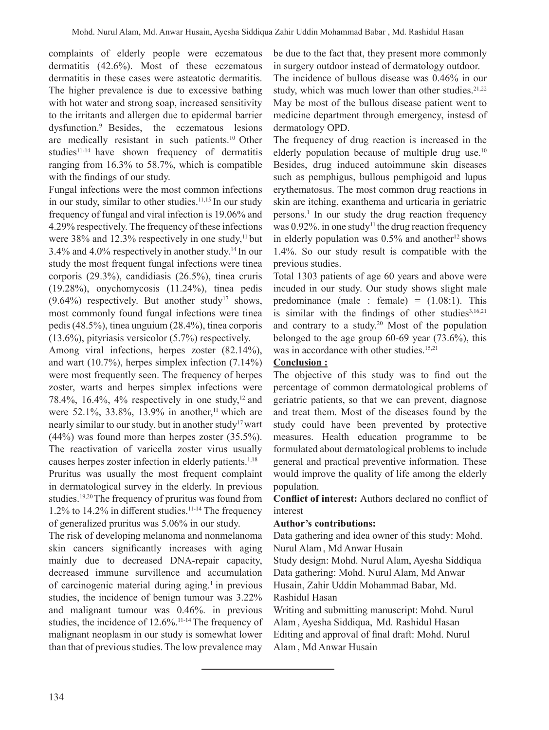complaints of elderly people were eczematous dermatitis (42.6%). Most of these eczematous dermatitis in these cases were asteatotic dermatitis. The higher prevalence is due to excessive bathing with hot water and strong soap, increased sensitivity to the irritants and allergen due to epidermal barrier dysfunction.[9] Besides, the eczematous lesions are medically resistant in such patients.[10] Other studies[11-14] have shown frequency of dermatitis ranging from 16.3% to 58.7%, which is compatible with the findings of our study.

Fungal infections were the most common infections in our study, similar to other studies.[11,15] In our study frequency of fungal and viral infection is 19.06% and 4.29% respectively. The frequency of these infections were 38% and 12.3% respectively in one study,[11] but 3.4% and 4.0% respectively in another study.[14] In our study the most frequent fungal infections were tinea corporis (29.3%), candidiasis (26.5%), tinea cruris (19.28%), onychomycosis (11.24%), tinea pedis (9.64%) respectively. But another study[17] shows, most commonly found fungal infections were tinea pedis (48.5%), tinea unguium (28.4%), tinea corporis (13.6%), pityriasis versicolor (5.7%) respectively.

Among viral infections, herpes zoster (82.14%), and wart (10.7%), herpes simplex infection (7.14%) were most frequently seen. The frequency of herpes zoster, warts and herpes simplex infections were 78.4%, 16.4%, 4% respectively in one study,[12] and were 52.1%, 33.8%, 13.9% in another,[11] which are nearly similar to our study. but in another study[17] wart (44%) was found more than herpes zoster (35.5%). The reactivation of varicella zoster virus usually causes herpes zoster infection in elderly patients.[1,18]

Pruritus was usually the most frequent complaint in dermatological survey in the elderly. In previous studies.[19,20] The frequency of pruritus was found from 1.2% to 14.2% in different studies.[11-14] The frequency of generalized pruritus was 5.06% in our study.

The risk of developing melanoma and nonmelanoma skin cancers significantly increases with aging mainly due to decreased DNA-repair capacity, decreased immune survillence and accumulation of carcinogenic material during aging.[1] in previous studies, the incidence of benign tumour was 3.22% and malignant tumour was 0.46%. in previous studies, the incidence of 12.6%.[11-14] The frequency of malignant neoplasm in our study is somewhat lower than that of previous studies. The low prevalence may be due to the fact that, they present more commonly in surgery outdoor instead of dermatology outdoor.

The incidence of bullous disease was 0.46% in our study, which was much lower than other studies.[21,22] May be most of the bullous disease patient went to medicine department through emergency, instesd of dermatology OPD.

The frequency of drug reaction is increased in the elderly population because of multiple drug use.[10] Besides, drug induced autoimmune skin diseases such as pemphigus, bullous pemphigoid and lupus erythematosus. The most common drug reactions in skin are itching, exanthema and urticaria in geriatric persons.[1] In our study the drug reaction frequency was 0.92%. in one study[11] the drug reaction frequency in elderly population was 0.5% and another[12] shows 1.4%. So our study result is compatible with the previous studies.

Total 1303 patients of age 60 years and above were incuded in our study. Our study shows slight male predominance (male : female) = (1.08:1). This is similar with the findings of other studies[3,16,21] and contrary to a study.[20] Most of the population belonged to the age group 60-69 year (73.6%), this was in accordance with other studies.[15,21]

## Conclusion :

The objective of this study was to find out the percentage of common dermatological problems of geriatric patients, so that we can prevent, diagnose and treat them. Most of the diseases found by the study could have been prevented by protective measures. Health education programme to be formulated about dermatological problems to include general and practical preventive information. These would improve the quality of life among the elderly population.

**Conflict of interest:** Authors declared no conflict of interest

**Author's contributions:**

Data gathering and idea owner of this study: Mohd. Nurul Alam, Md Anwar Husain

Study design: Mohd. Nurul Alam, Ayesha Siddiqua

Data gathering: Mohd. Nurul Alam, Md Anwar Husain, Zahir Uddin Mohammad Babar, Md. Rashidul Hasan

Writing and submitting manuscript: Mohd. Nurul Alam, Ayesha Siddiqua, Md. Rashidul Hasan

Editing and approval of final draft: Mohd. Nurul Alam, Md Anwar Husain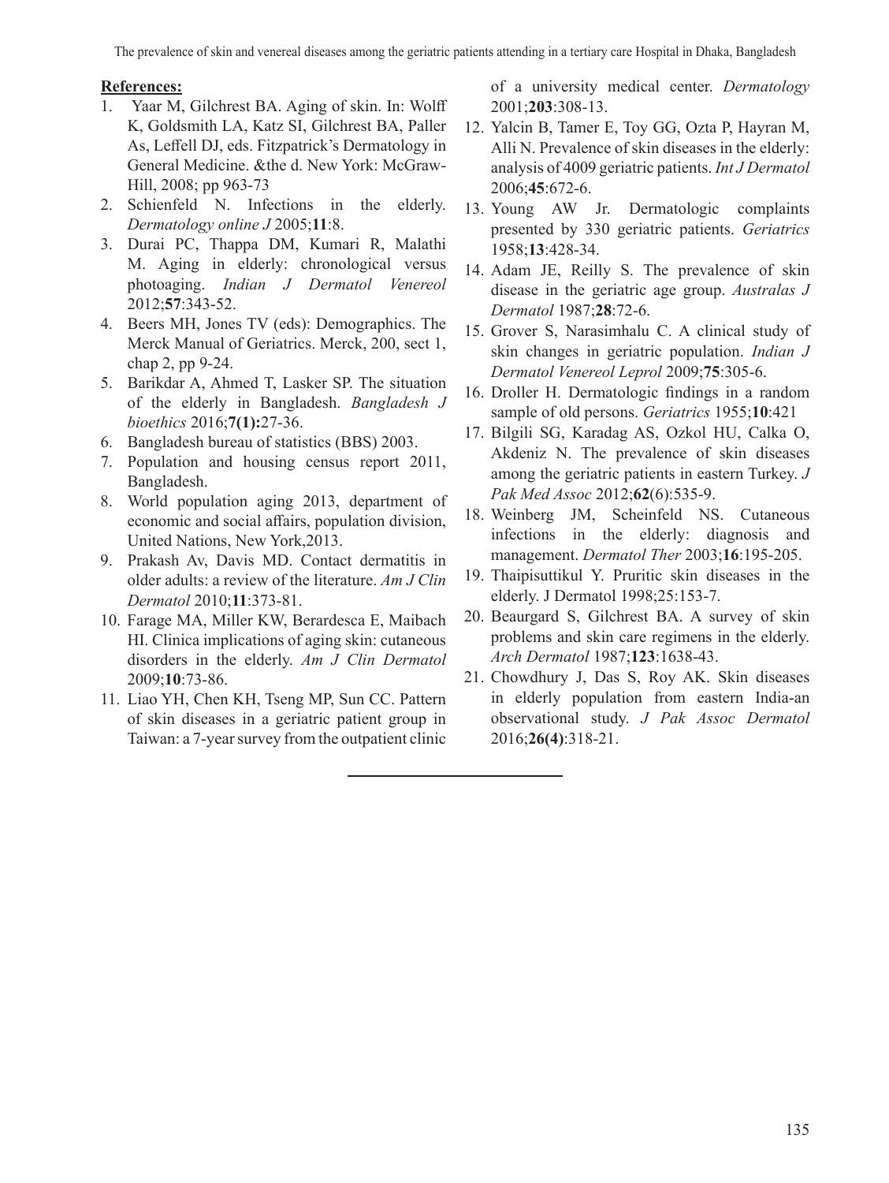**References:**

1. Yaar M, Gilchrest BA. Aging of skin. In: Wolff K, Goldsmith LA, Katz SI, Gilchrest BA, Paller As, Leffell DJ, eds. Fitzpatrick's Dermatology in General Medicine. &the d. New York: McGraw-Hill, 2008; pp 963-73
2. Schienfeld N. Infections in the elderly. *Dermatology online J* 2005;**11**:8.
3. Durai PC, Thappa DM, Kumari R, Malathi M. Aging in elderly: chronological versus photoaging. *Indian J Dermatol Venereol* 2012;**57**:343-52.
4. Beers MH, Jones TV (eds): Demographics. The Merck Manual of Geriatrics. Merck, 200, sect 1, chap 2, pp 9-24.
5. Barikdar A, Ahmed T, Lasker SP. The situation of the elderly in Bangladesh. *Bangladesh J bioethics* 2016;**7(1):**27-36.
6. Bangladesh bureau of statistics (BBS) 2003.
7. Population and housing census report 2011, Bangladesh.
8. World population aging 2013, department of economic and social affairs, population division, United Nations, New York,2013.
9. Prakash Av, Davis MD. Contact dermatitis in older adults: a review of the literature. *Am J Clin Dermatol* 2010;**11**:373-81.
10. Farage MA, Miller KW, Berardesca E, Maibach HI. Clinica implications of aging skin: cutaneous disorders in the elderly. *Am J Clin Dermatol* 2009;**10**:73-86.
11. Liao YH, Chen KH, Tseng MP, Sun CC. Pattern of skin diseases in a geriatric patient group in Taiwan: a 7-year survey from the outpatient clinic of a university medical center. *Dermatology* 2001;**203**:308-13.
12. Yalcin B, Tamer E, Toy GG, Ozta P, Hayran M, Alli N. Prevalence of skin diseases in the elderly: analysis of 4009 geriatric patients. *Int J Dermatol* 2006;**45**:672-6.
13. Young AW Jr. Dermatologic complaints presented by 330 geriatric patients. *Geriatrics* 1958;**13**:428-34.
14. Adam JE, Reilly S. The prevalence of skin disease in the geriatric age group. *Australas J Dermatol* 1987;**28**:72-6.
15. Grover S, Narasimhalu C. A clinical study of skin changes in geriatric population. *Indian J Dermatol Venereol Leprol* 2009;**75**:305-6.
16. Droller H. Dermatologic findings in a random sample of old persons. *Geriatrics* 1955;**10**:421
17. Bilgili SG, Karadag AS, Ozkol HU, Calka O, Akdeniz N. The prevalence of skin diseases among the geriatric patients in eastern Turkey. *J Pak Med Assoc* 2012;**62**(6):535-9.
18. Weinberg JM, Scheinfeld NS. Cutaneous infections in the elderly: diagnosis and management. *Dermatol Ther* 2003;**16**:195-205.
19. Thaipisuttikul Y. Pruritic skin diseases in the elderly. J Dermatol 1998;25:153-7.
20. Beaurgard S, Gilchrest BA. A survey of skin problems and skin care regimens in the elderly. *Arch Dermatol* 1987;**123**:1638-43.
21. Chowdhury J, Das S, Roy AK. Skin diseases in elderly population from eastern India-an observational study. *J Pak Assoc Dermatol* 2016;**26(4)**:318-21.